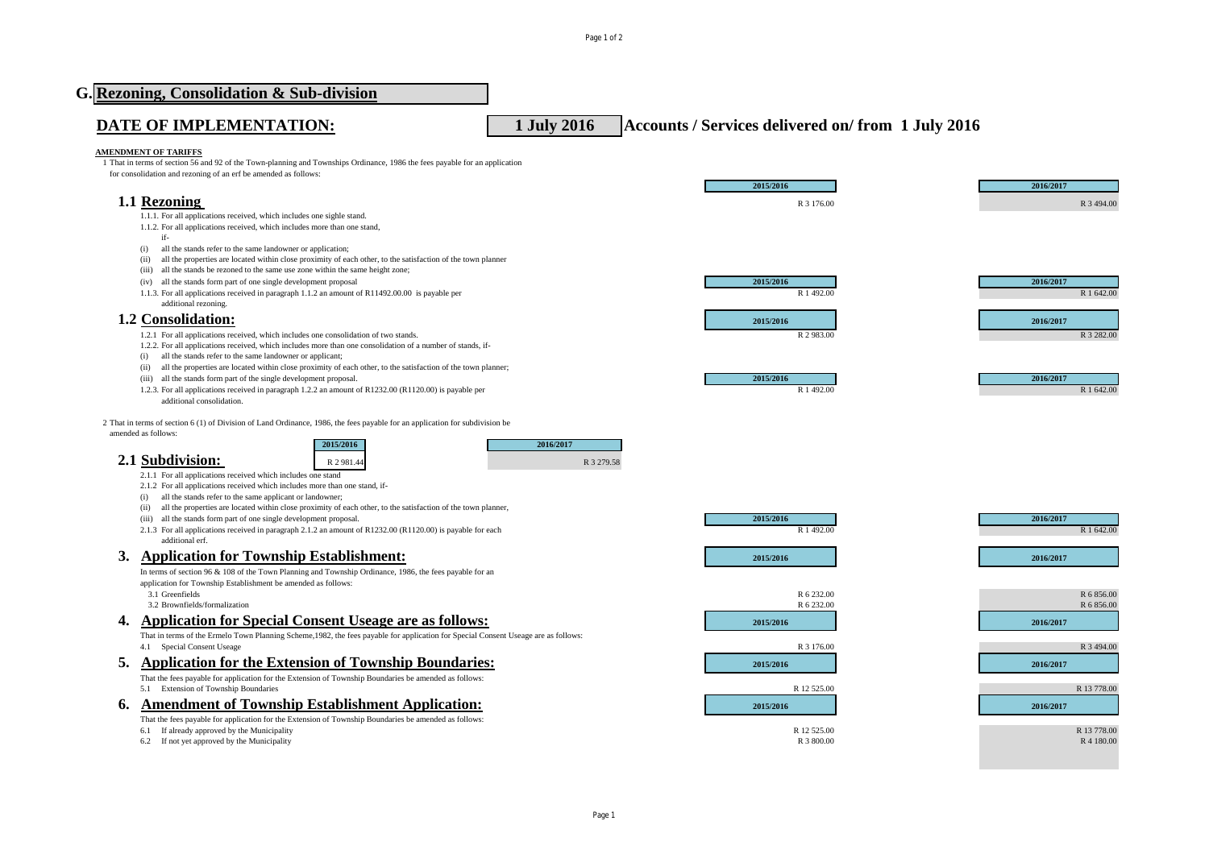# G. Rezoning, Consolidation & Sub-division

## DATE OF IMPLEMENTATION: 1 July 2016 — Accounts / Services delivered on/ from 1 July 2016

**AMENDMENT OF TARIFFS**

1 That in terms of section 56 and 92 of the Town-planning and Townships Ordinance, 1986 the fees payable for an application for consolidation and rezoning of an erf be amended as follows:

### 1.1 Rezoning

| | 2015/2016 | 2016/2017 |
|---|---|---|
| 1.1.1. For all applications received, which includes one sighle stand. | R 3 176.00 | R 3 494.00 |

1.1.2. For all applications received, which includes more than one stand, if-

(i) all the stands refer to the same landowner or application;
(ii) all the properties are located within close proximity of each other, to the satisfaction of the town planner
(iii) all the stands be rezoned to the same use zone within the same height zone;
(iv) all the stands form part of one single development proposal

| | 2015/2016 | 2016/2017 |
|---|---|---|
| 1.1.3. For all applications received in paragraph 1.1.2 an amount of R11492.00.00 is payable per additional rezoning. | R 1 492.00 | R 1 642.00 |

### 1.2 Consolidation:

| | 2015/2016 | 2016/2017 |
|---|---|---|
| 1.2.1 For all applications received, which includes one consolidation of two stands. | R 2 983.00 | R 3 282.00 |

1.2.2. For all applications received, which includes more than one consolidation of a number of stands, if-

(i) all the stands refer to the same landowner or applicant;
(ii) all the properties are located within close proximity of each other, to the satisfaction of the town planner;
(iii) all the stands form part of the single development proposal.

| | 2015/2016 | 2016/2017 |
|---|---|---|
| 1.2.3. For all applications received in paragraph 1.2.2 an amount of R1232.00 (R1120.00) is payable per additional consolidation. | R 1 492.00 | R 1 642.00 |

2 That in terms of section 6 (1) of Division of Land Ordinance, 1986, the fees payable for an application for subdivision be amended as follows:

### 2.1 Subdivision:

| | 2015/2016 | 2016/2017 |
|---|---|---|
| 2.1.1 For all applications received which includes one stand | R 2 981.44 | R 3 279.58 |

2.1.2 For all applications received which includes more than one stand, if-

(i) all the stands refer to the same applicant or landowner;
(ii) all the properties are located within close proximity of each other, to the satisfaction of the town planner,
(iii) all the stands form part of one single development proposal.

| | 2015/2016 | 2016/2017 |
|---|---|---|
| 2.1.3 For all applications received in paragraph 2.1.2 an amount of R1232.00 (R1120.00) is payable for each additional erf. | R 1 492.00 | R 1 642.00 |

### 3. Application for Township Establishment:

In terms of section 96 & 108 of the Town Planning and Township Ordinance, 1986, the fees payable for an application for Township Establishment be amended as follows:

| | 2015/2016 | 2016/2017 |
|---|---|---|
| 3.1 Greenfields | R 6 232.00 | R 6 856.00 |
| 3.2 Brownfields/formalization | R 6 232.00 | R 6 856.00 |

### 4. Application for Special Consent Useage are as follows:

That in terms of the Ermelo Town Planning Scheme,1982, the fees payable for application for Special Consent Useage are as follows:

| | 2015/2016 | 2016/2017 |
|---|---|---|
| 4.1 Special Consent Useage | R 3 176.00 | R 3 494.00 |

### 5. Application for the Extension of Township Boundaries:

That the fees payable for application for the Extension of Township Boundaries be amended as follows:

| | 2015/2016 | 2016/2017 |
|---|---|---|
| 5.1 Extension of Township Boundaries | R 12 525.00 | R 13 778.00 |

### 6. Amendment of Township Establishment Application:

That the fees payable for application for the Extension of Township Boundaries be amended as follows:

| | 2015/2016 | 2016/2017 |
|---|---|---|
| 6.1 If already approved by the Municipality | R 12 525.00 | R 13 778.00 |
| 6.2 If not yet approved by the Municipality | R 3 800.00 | R 4 180.00 |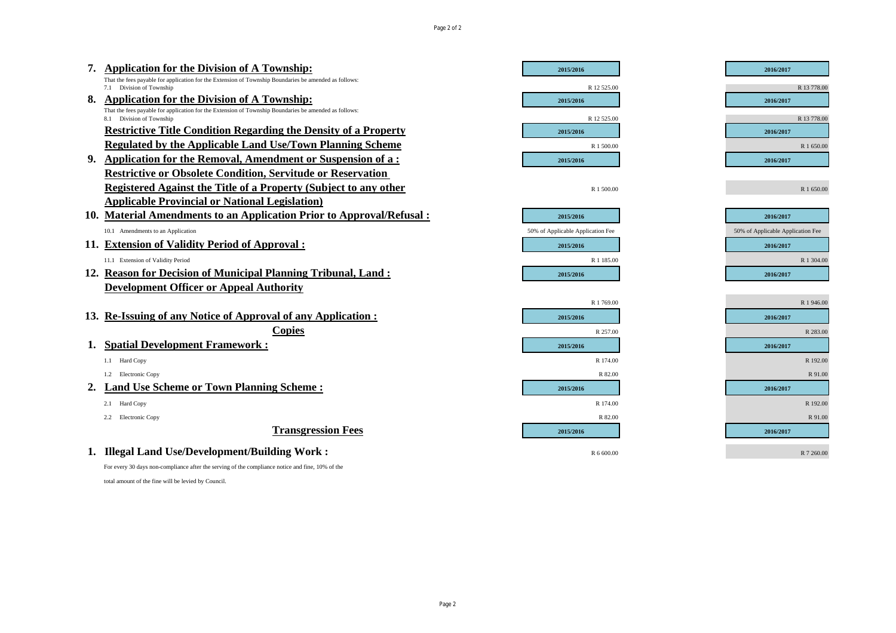| | 2015/2016 | 2016/2017 |
|---|---|---|
| **7. Application for the Division of A Township:** | | |
| That the fees payable for application for the Extension of Township Boundaries be amended as follows: | | |
| 7.1 Division of Township | R 12 525.00 | R 13 778.00 |
| **8. Application for the Division of A Township:** | | |
| That the fees payable for application for the Extension of Township Boundaries be amended as follows: | | |
| 8.1 Division of Township | R 12 525.00 | R 13 778.00 |
| **Restrictive Title Condition Regarding the Density of a Property Regulated by the Applicable Land Use/Town Planning Scheme** | R 1 500.00 | R 1 650.00 |
| **9. Application for the Removal, Amendment or Suspension of a : Restrictive or Obsolete Condition, Servitude or Reservation Registered Against the Title of a Property (Subject to any other Applicable Provincial or National Legislation)** | R 1 500.00 | R 1 650.00 |
| **10. Material Amendments to an Application Prior to Approval/Refusal :** | | |
| 10.1 Amendments to an Application | 50% of Applicable Application Fee | 50% of Applicable Application Fee |
| **11. Extension of Validity Period of Approval :** | | |
| 11.1 Extension of Validity Period | R 1 185.00 | R 1 304.00 |
| **12. Reason for Decision of Municipal Planning Tribunal, Land : Development Officer or Appeal Authority** | R 1 769.00 | R 1 946.00 |
| **13. Re-Issuing of any Notice of Approval of any Application :** | R 257.00 | R 283.00 |

## Copies

| | 2015/2016 | 2016/2017 |
|---|---|---|
| **1. Spatial Development Framework :** | | |
| 1.1 Hard Copy | R 174.00 | R 192.00 |
| 1.2 Electronic Copy | R 82.00 | R 91.00 |
| **2. Land Use Scheme or Town Planning Scheme :** | | |
| 2.1 Hard Copy | R 174.00 | R 192.00 |
| 2.2 Electronic Copy | R 82.00 | R 91.00 |

## Transgression Fees

| | 2015/2016 | 2016/2017 |
|---|---|---|
| **1. Illegal Land Use/Development/Building Work :** | R 6 600.00 | R 7 260.00 |

For every 30 days non-compliance after the serving of the compliance notice and fine, 10% of the total amount of the fine will be levied by Council.